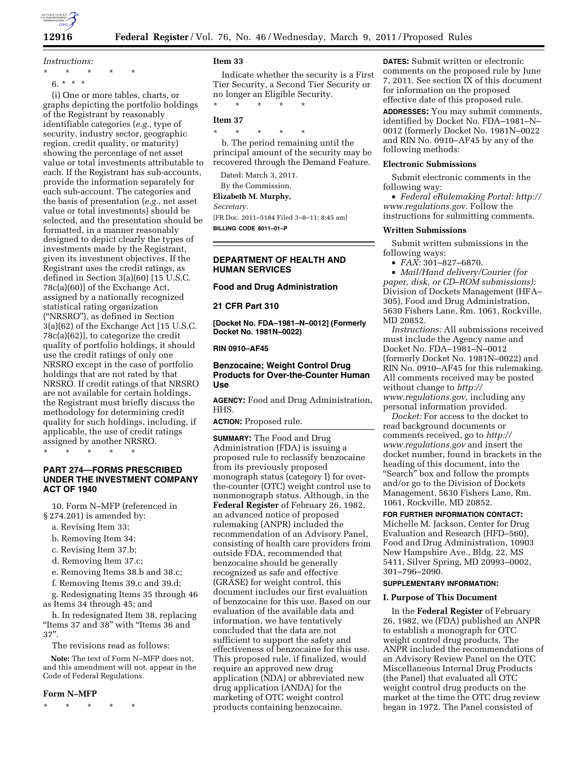*Instructions:*

\* \* \* \* \*

6. \* \* \*

(i) One or more tables, charts, or graphs depicting the portfolio holdings of the Registrant by reasonably identifiable categories (*e.g.,* type of security, industry sector, geographic region, credit quality, or maturity) showing the percentage of net asset value or total investments attributable to each. If the Registrant has sub-accounts, provide the information separately for each sub-account. The categories and the basis of presentation (*e.g.,* net asset value or total investments) should be selected, and the presentation should be formatted, in a manner reasonably designed to depict clearly the types of investments made by the Registrant, given its investment objectives. If the Registrant uses the credit ratings, as defined in Section 3(a)(60) [15 U.S.C. 78c(a)(60)] of the Exchange Act, assigned by a nationally recognized statistical rating organization ("NRSRO"), as defined in Section 3(a)(62) of the Exchange Act [15 U.S.C. 78c(a)(62)], to categorize the credit quality of portfolio holdings, it should use the credit ratings of only one NRSRO except in the case of portfolio holdings that are not rated by that NRSRO. If credit ratings of that NRSRO are not available for certain holdings, the Registrant must briefly discuss the methodology for determining credit quality for such holdings, including, if applicable, the use of credit ratings assigned by another NRSRO.

\* \* \* \* \*

## PART 274—FORMS PRESCRIBED UNDER THE INVESTMENT COMPANY ACT OF 1940

10. Form N–MFP (referenced in § 274.201) is amended by:

a. Revising Item 33;

b. Removing Item 34;

c. Revising Item 37.b;

d. Removing Item 37.c;

e. Removing Items 38.b and 38.c;

f. Removing Items 39.c and 39.d;

g. Redesignating Items 35 through 46 as Items 34 through 45; and

h. In redesignated Item 38, replacing "Items 37 and 38" with "Items 36 and 37".

The revisions read as follows:

**Note:** The text of Form N–MFP does not, and this amendment will not, appear in the Code of Federal Regulations.

### Form N–MFP

\* \* \* \* \*

### Item 33

Indicate whether the security is a First Tier Security, a Second Tier Security or no longer an Eligible Security.

\* \* \* \* \*

### Item 37

\* \* \* \* \*

b. The period remaining until the principal amount of the security may be recovered through the Demand Feature.

Dated: March 3, 2011.

By the Commission.

**Elizabeth M. Murphy,**

*Secretary.*

[FR Doc. 2011–5184 Filed 3–8–11; 8:45 am]

**BILLING CODE 8011–01–P**

---

## DEPARTMENT OF HEALTH AND HUMAN SERVICES

### Food and Drug Administration

### 21 CFR Part 310

**[Docket No. FDA–1981–N–0012] (Formerly Docket No. 1981N–0022)**

**RIN 0910–AF45**

## Benzocaine; Weight Control Drug Products for Over-the-Counter Human Use

**AGENCY:** Food and Drug Administration, HHS.

**ACTION:** Proposed rule.

**SUMMARY:** The Food and Drug Administration (FDA) is issuing a proposed rule to reclassify benzocaine from its previously proposed monograph status (category I) for over-the-counter (OTC) weight control use to nonmonograph status. Although, in the **Federal Register** of February 26, 1982, an advanced notice of proposed rulemaking (ANPR) included the recommendation of an Advisory Panel, consisting of health care providers from outside FDA, recommended that benzocaine should be generally recognized as safe and effective (GRASE) for weight control, this document includes our first evaluation of benzocaine for this use. Based on our evaluation of the available data and information, we have tentatively concluded that the data are not sufficient to support the safety and effectiveness of benzocaine for this use. This proposed rule, if finalized, would require an approved new drug application (NDA) or abbreviated new drug application (ANDA) for the marketing of OTC weight control products containing benzocaine.

**DATES:** Submit written or electronic comments on the proposed rule by June 7, 2011. See section IX of this document for information on the proposed effective date of this proposed rule.

**ADDRESSES:** You may submit comments, identified by Docket No. FDA–1981–N–0012 (formerly Docket No. 1981N–0022 and RIN No. 0910–AF45 by any of the following methods:

### Electronic Submissions

Submit electronic comments in the following way:

- *Federal eRulemaking Portal: http://www.regulations.gov.* Follow the instructions for submitting comments.

### Written Submissions

Submit written submissions in the following ways:

- *FAX:* 301–827–6870.
- *Mail/Hand delivery/Courier (for paper, disk, or CD–ROM submissions):* Division of Dockets Management (HFA–305), Food and Drug Administration, 5630 Fishers Lane, Rm. 1061, Rockville, MD 20852.

*Instructions:* All submissions received must include the Agency name and Docket No. FDA–1981–N–0012 (formerly Docket No. 1981N–0022) and RIN No. 0910–AF45 for this rulemaking. All comments received may be posted without change to *http://www.regulations.gov,* including any personal information provided.

*Docket:* For access to the docket to read background documents or comments received, go to *http://www.regulations.gov* and insert the docket number, found in brackets in the heading of this document, into the "Search" box and follow the prompts and/or go to the Division of Dockets Management, 5630 Fishers Lane, Rm. 1061, Rockville, MD 20852.

**FOR FURTHER INFORMATION CONTACT:** Michelle M. Jackson, Center for Drug Evaluation and Research (HFD–560), Food and Drug Administration, 10903 New Hampshire Ave., Bldg. 22, MS 5411, Silver Spring, MD 20993–0002, 301–796–2090.

**SUPPLEMENTARY INFORMATION:**

### I. Purpose of This Document

In the **Federal Register** of February 26, 1982, we (FDA) published an ANPR to establish a monograph for OTC weight control drug products. The ANPR included the recommendations of an Advisory Review Panel on the OTC Miscellaneous Internal Drug Products (the Panel) that evaluated all OTC weight control drug products on the market at the time the OTC drug review began in 1972. The Panel consisted of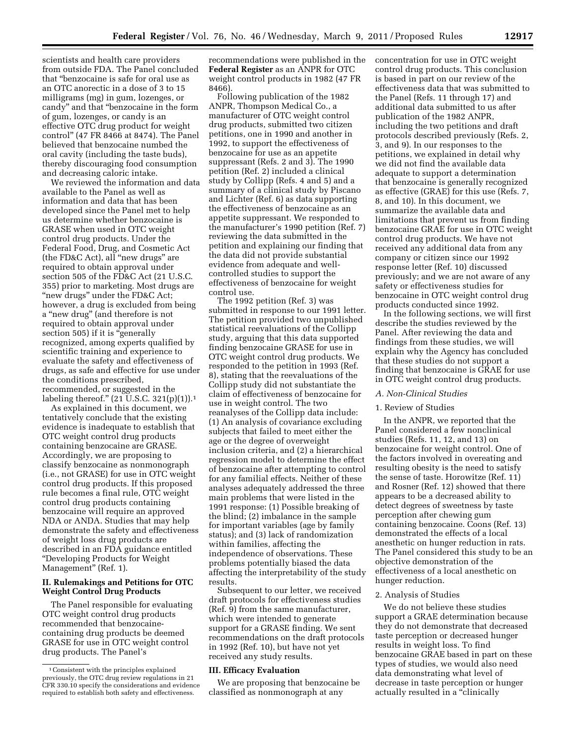scientists and health care providers from outside FDA. The Panel concluded that "benzocaine is safe for oral use as an OTC anorectic in a dose of 3 to 15 milligrams (mg) in gum, lozenges, or candy" and that "benzocaine in the form of gum, lozenges, or candy is an effective OTC drug product for weight control" (47 FR 8466 at 8474). The Panel believed that benzocaine numbed the oral cavity (including the taste buds), thereby discouraging food consumption and decreasing caloric intake.

We reviewed the information and data available to the Panel as well as information and data that has been developed since the Panel met to help us determine whether benzocaine is GRASE when used in OTC weight control drug products. Under the Federal Food, Drug, and Cosmetic Act (the FD&C Act), all "new drugs" are required to obtain approval under section 505 of the FD&C Act (21 U.S.C. 355) prior to marketing. Most drugs are "new drugs" under the FD&C Act; however, a drug is excluded from being a "new drug" (and therefore is not required to obtain approval under section 505) if it is "generally recognized, among experts qualified by scientific training and experience to evaluate the safety and effectiveness of drugs, as safe and effective for use under the conditions prescribed, recommended, or suggested in the labeling thereof." (21 U.S.C. 321(p)(1)).[1]

As explained in this document, we tentatively conclude that the existing evidence is inadequate to establish that OTC weight control drug products containing benzocaine are GRASE. Accordingly, we are proposing to classify benzocaine as nonmonograph (i.e., not GRASE) for use in OTC weight control drug products. If this proposed rule becomes a final rule, OTC weight control drug products containing benzocaine will require an approved NDA or ANDA. Studies that may help demonstrate the safety and effectiveness of weight loss drug products are described in an FDA guidance entitled "Developing Products for Weight Management" (Ref. 1).

## II. Rulemakings and Petitions for OTC Weight Control Drug Products

The Panel responsible for evaluating OTC weight control drug products recommended that benzocaine-containing drug products be deemed GRASE for use in OTC weight control drug products. The Panel's recommendations were published in the **Federal Register** as an ANPR for OTC weight control products in 1982 (47 FR 8466).

Following publication of the 1982 ANPR, Thompson Medical Co., a manufacturer of OTC weight control drug products, submitted two citizen petitions, one in 1990 and another in 1992, to support the effectiveness of benzocaine for use as an appetite suppressant (Refs. 2 and 3). The 1990 petition (Ref. 2) included a clinical study by Collipp (Refs. 4 and 5) and a summary of a clinical study by Piscano and Lichter (Ref. 6) as data supporting the effectiveness of benzocaine as an appetite suppressant. We responded to the manufacturer's 1990 petition (Ref. 7) reviewing the data submitted in the petition and explaining our finding that the data did not provide substantial evidence from adequate and well-controlled studies to support the effectiveness of benzocaine for weight control use.

The 1992 petition (Ref. 3) was submitted in response to our 1991 letter. The petition provided two unpublished statistical reevaluations of the Collipp study, arguing that this data supported finding benzocaine GRASE for use in OTC weight control drug products. We responded to the petition in 1993 (Ref. 8), stating that the reevaluations of the Collipp study did not substantiate the claim of effectiveness of benzocaine for use in weight control. The two reanalyses of the Collipp data include: (1) An analysis of covariance excluding subjects that failed to meet either the age or the degree of overweight inclusion criteria, and (2) a hierarchical regression model to determine the effect of benzocaine after attempting to control for any familial effects. Neither of these analyses adequately addressed the three main problems that were listed in the 1991 response: (1) Possible breaking of the blind; (2) imbalance in the sample for important variables (age by family status); and (3) lack of randomization within families, affecting the independence of observations. These problems potentially biased the data affecting the interpretability of the study results.

Subsequent to our letter, we received draft protocols for effectiveness studies (Ref. 9) from the same manufacturer, which were intended to generate support for a GRASE finding. We sent recommendations on the draft protocols in 1992 (Ref. 10), but have not yet received any study results.

## III. Efficacy Evaluation

We are proposing that benzocaine be classified as nonmonograph at any concentration for use in OTC weight control drug products. This conclusion is based in part on our review of the effectiveness data that was submitted to the Panel (Refs. 11 through 17) and additional data submitted to us after publication of the 1982 ANPR, including the two petitions and draft protocols described previously (Refs. 2, 3, and 9). In our responses to the petitions, we explained in detail why we did not find the available data adequate to support a determination that benzocaine is generally recognized as effective (GRAE) for this use (Refs. 7, 8, and 10). In this document, we summarize the available data and limitations that prevent us from finding benzocaine GRAE for use in OTC weight control drug products. We have not received any additional data from any company or citizen since our 1992 response letter (Ref. 10) discussed previously; and we are not aware of any safety or effectiveness studies for benzocaine in OTC weight control drug products conducted since 1992.

In the following sections, we will first describe the studies reviewed by the Panel. After reviewing the data and findings from these studies, we will explain why the Agency has concluded that these studies do not support a finding that benzocaine is GRAE for use in OTC weight control drug products.

### *A. Non-Clinical Studies*

#### 1. Review of Studies

In the ANPR, we reported that the Panel considered a few nonclinical studies (Refs. 11, 12, and 13) on benzocaine for weight control. One of the factors involved in overeating and resulting obesity is the need to satisfy the sense of taste. Horowitz (Ref. 11) and Rosner (Ref. 12) showed that there appears to be a decreased ability to detect degrees of sweetness by taste perception after chewing gum containing benzocaine. Coons (Ref. 13) demonstrated the effects of a local anesthetic on hunger reduction in rats. The Panel considered this study to be an objective demonstration of the effectiveness of a local anesthetic on hunger reduction.

#### 2. Analysis of Studies

We do not believe these studies support a GRAE determination because they do not demonstrate that decreased taste perception or decreased hunger results in weight loss. To find benzocaine GRAE based in part on these types of studies, we would also need data demonstrating what level of decrease in taste perception or hunger actually resulted in a "clinically

[1] Consistent with the principles explained previously, the OTC drug review regulations in 21 CFR 330.10 specify the considerations and evidence required to establish both safety and effectiveness.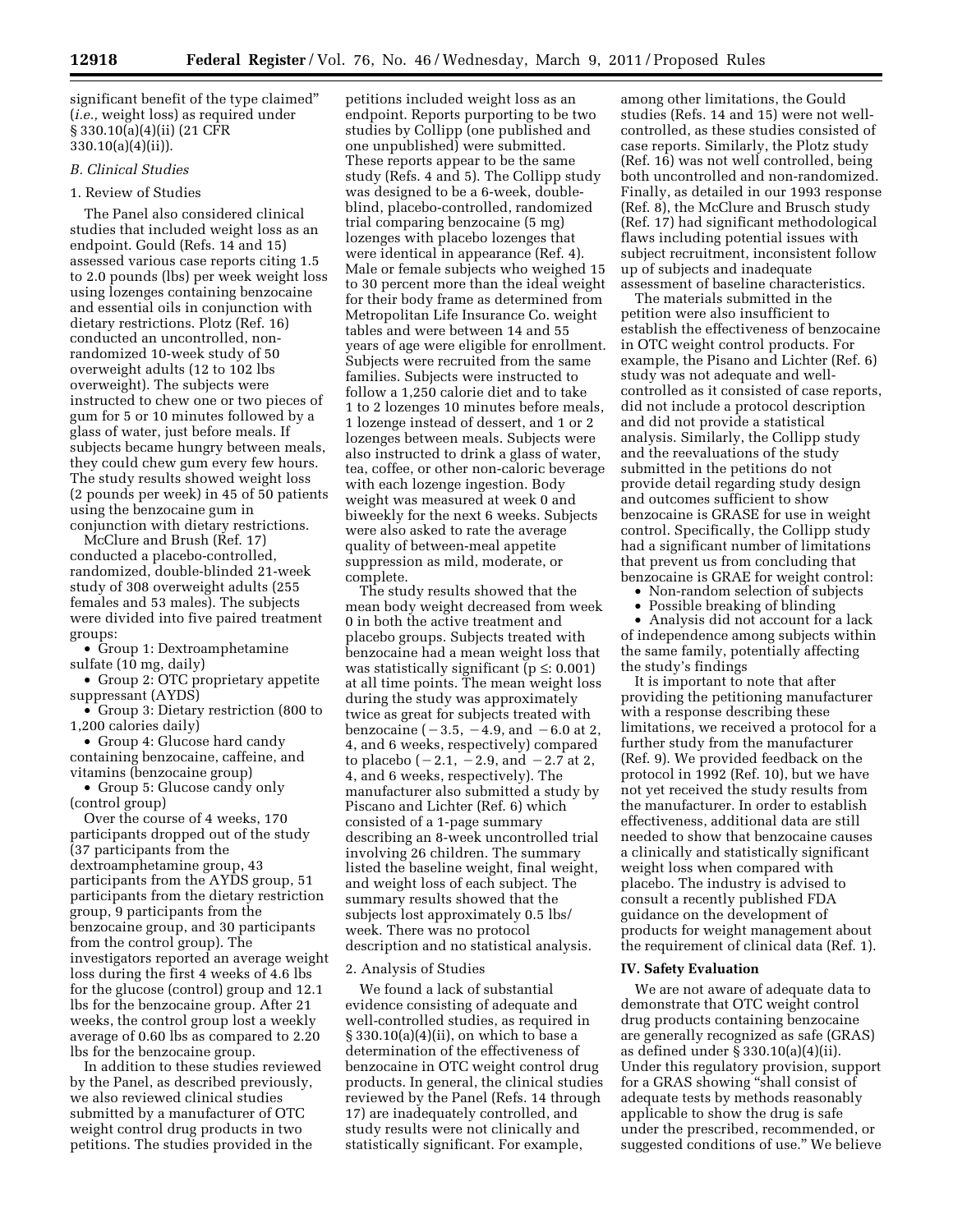significant benefit of the type claimed" (*i.e.,* weight loss) as required under § 330.10(a)(4)(ii) (21 CFR 330.10(a)(4)(ii)).

### B. Clinical Studies

#### 1. Review of Studies

The Panel also considered clinical studies that included weight loss as an endpoint. Gould (Refs. 14 and 15) assessed various case reports citing 1.5 to 2.0 pounds (lbs) per week weight loss using lozenges containing benzocaine and essential oils in conjunction with dietary restrictions. Plotz (Ref. 16) conducted an uncontrolled, non-randomized 10-week study of 50 overweight adults (12 to 102 lbs overweight). The subjects were instructed to chew one or two pieces of gum for 5 or 10 minutes followed by a glass of water, just before meals. If subjects became hungry between meals, they could chew gum every few hours. The study results showed weight loss (2 pounds per week) in 45 of 50 patients using the benzocaine gum in conjunction with dietary restrictions.

McClure and Brush (Ref. 17) conducted a placebo-controlled, randomized, double-blinded 21-week study of 308 overweight adults (255 females and 53 males). The subjects were divided into five paired treatment groups:

- Group 1: Dextroamphetamine sulfate (10 mg, daily)
- Group 2: OTC proprietary appetite suppressant (AYDS)
- Group 3: Dietary restriction (800 to 1,200 calories daily)
- Group 4: Glucose hard candy containing benzocaine, caffeine, and vitamins (benzocaine group)
- Group 5: Glucose candy only (control group)

Over the course of 4 weeks, 170 participants dropped out of the study (37 participants from the dextroamphetamine group, 43 participants from the AYDS group, 51 participants from the dietary restriction group, 9 participants from the benzocaine group, and 30 participants from the control group). The investigators reported an average weight loss during the first 4 weeks of 4.6 lbs for the glucose (control) group and 12.1 lbs for the benzocaine group. After 21 weeks, the control group lost a weekly average of 0.60 lbs as compared to 2.20 lbs for the benzocaine group.

In addition to these studies reviewed by the Panel, as described previously, we also reviewed clinical studies submitted by a manufacturer of OTC weight control drug products in two petitions. The studies provided in the petitions included weight loss as an endpoint. Reports purporting to be two studies by Collipp (one published and one unpublished) were submitted. These reports appear to be the same study (Refs. 4 and 5). The Collipp study was designed to be a 6-week, double-blind, placebo-controlled, randomized trial comparing benzocaine (5 mg) lozenges with placebo lozenges that were identical in appearance (Ref. 4). Male or female subjects who weighed 15 to 30 percent more than the ideal weight for their body frame as determined from Metropolitan Life Insurance Co. weight tables and were between 14 and 55 years of age were eligible for enrollment. Subjects were recruited from the same families. Subjects were instructed to follow a 1,250 calorie diet and to take 1 to 2 lozenges 10 minutes before meals, 1 lozenge instead of dessert, and 1 or 2 lozenges between meals. Subjects were also instructed to drink a glass of water, tea, coffee, or other non-caloric beverage with each lozenge ingestion. Body weight was measured at week 0 and biweekly for the next 6 weeks. Subjects were also asked to rate the average quality of between-meal appetite suppression as mild, moderate, or complete.

The study results showed that the mean body weight decreased from week 0 in both the active treatment and placebo groups. Subjects treated with benzocaine had a mean weight loss that was statistically significant ($p \leq 0.001$) at all time points. The mean weight loss during the study was approximately twice as great for subjects treated with benzocaine ($-3.5$, $-4.9$, and $-6.0$ at 2, 4, and 6 weeks, respectively) compared to placebo ($-2.1$, $-2.9$, and $-2.7$ at 2, 4, and 6 weeks, respectively). The manufacturer also submitted a study by Piscano and Lichter (Ref. 6) which consisted of a 1-page summary describing an 8-week uncontrolled trial involving 26 children. The summary listed the baseline weight, final weight, and weight loss of each subject. The summary results showed that the subjects lost approximately 0.5 lbs/week. There was no protocol description and no statistical analysis.

#### 2. Analysis of Studies

We found a lack of substantial evidence consisting of adequate and well-controlled studies, as required in § 330.10(a)(4)(ii), on which to base a determination of the effectiveness of benzocaine in OTC weight control drug products. In general, the clinical studies reviewed by the Panel (Refs. 14 through 17) are inadequately controlled, and study results were not clinically and statistically significant. For example, among other limitations, the Gould studies (Refs. 14 and 15) were not well-controlled, as these studies consisted of case reports. Similarly, the Plotz study (Ref. 16) was not well controlled, being both uncontrolled and non-randomized. Finally, as detailed in our 1993 response (Ref. 8), the McClure and Brusch study (Ref. 17) had significant methodological flaws including potential issues with subject recruitment, inconsistent follow up of subjects and inadequate assessment of baseline characteristics.

The materials submitted in the petition were also insufficient to establish the effectiveness of benzocaine in OTC weight control products. For example, the Pisano and Lichter (Ref. 6) study was not adequate and well-controlled as it consisted of case reports, did not include a protocol description and did not provide a statistical analysis. Similarly, the Collipp study and the reevaluations of the study submitted in the petitions do not provide detail regarding study design and outcomes sufficient to show benzocaine is GRASE for use in weight control. Specifically, the Collipp study had a significant number of limitations that prevent us from concluding that benzocaine is GRAE for weight control:

- Non-random selection of subjects
- Possible breaking of blinding
- Analysis did not account for a lack of independence among subjects within the same family, potentially affecting the study's findings

It is important to note that after providing the petitioning manufacturer with a response describing these limitations, we received a protocol for a further study from the manufacturer (Ref. 9). We provided feedback on the protocol in 1992 (Ref. 10), but we have not yet received the study results from the manufacturer. In order to establish effectiveness, additional data are still needed to show that benzocaine causes a clinically and statistically significant weight loss when compared with placebo. The industry is advised to consult a recently published FDA guidance on the development of products for weight management about the requirement of clinical data (Ref. 1).

## IV. Safety Evaluation

We are not aware of adequate data to demonstrate that OTC weight control drug products containing benzocaine are generally recognized as safe (GRAS) as defined under § 330.10(a)(4)(ii). Under this regulatory provision, support for a GRAS showing "shall consist of adequate tests by methods reasonably applicable to show the drug is safe under the prescribed, recommended, or suggested conditions of use." We believe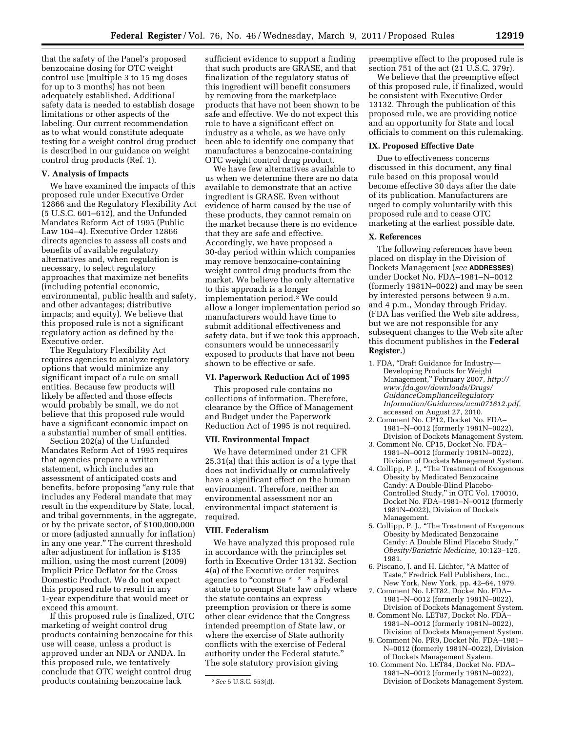that the safety of the Panel's proposed benzocaine dosing for OTC weight control use (multiple 3 to 15 mg doses for up to 3 months) has not been adequately established. Additional safety data is needed to establish dosage limitations or other aspects of the labeling. Our current recommendation as to what would constitute adequate testing for a weight control drug product is described in our guidance on weight control drug products (Ref. 1).

## V. Analysis of Impacts

We have examined the impacts of this proposed rule under Executive Order 12866 and the Regulatory Flexibility Act (5 U.S.C. 601–612), and the Unfunded Mandates Reform Act of 1995 (Public Law 104–4). Executive Order 12866 directs agencies to assess all costs and benefits of available regulatory alternatives and, when regulation is necessary, to select regulatory approaches that maximize net benefits (including potential economic, environmental, public health and safety, and other advantages; distributive impacts; and equity). We believe that this proposed rule is not a significant regulatory action as defined by the Executive order.

The Regulatory Flexibility Act requires agencies to analyze regulatory options that would minimize any significant impact of a rule on small entities. Because few products will likely be affected and those effects would probably be small, we do not believe that this proposed rule would have a significant economic impact on a substantial number of small entities.

Section 202(a) of the Unfunded Mandates Reform Act of 1995 requires that agencies prepare a written statement, which includes an assessment of anticipated costs and benefits, before proposing "any rule that includes any Federal mandate that may result in the expenditure by State, local, and tribal governments, in the aggregate, or by the private sector, of $100,000,000 or more (adjusted annually for inflation) in any one year." The current threshold after adjustment for inflation is $135 million, using the most current (2009) Implicit Price Deflator for the Gross Domestic Product. We do not expect this proposed rule to result in any 1-year expenditure that would meet or exceed this amount.

If this proposed rule is finalized, OTC marketing of weight control drug products containing benzocaine for this use will cease, unless a product is approved under an NDA or ANDA. In this proposed rule, we tentatively conclude that OTC weight control drug products containing benzocaine lack sufficient evidence to support a finding that such products are GRASE, and that finalization of the regulatory status of this ingredient will benefit consumers by removing from the marketplace products that have not been shown to be safe and effective. We do not expect this rule to have a significant effect on industry as a whole, as we have only been able to identify one company that manufactures a benzocaine-containing OTC weight control drug product.

We have few alternatives available to us when we determine there are no data available to demonstrate that an active ingredient is GRASE. Even without evidence of harm caused by the use of these products, they cannot remain on the market because there is no evidence that they are safe and effective. Accordingly, we have proposed a 30-day period within which companies may remove benzocaine-containing weight control drug products from the market. We believe the only alternative to this approach is a longer implementation period.[2] We could allow a longer implementation period so manufacturers would have time to submit additional effectiveness and safety data, but if we took this approach, consumers would be unnecessarily exposed to products that have not been shown to be effective or safe.

## VI. Paperwork Reduction Act of 1995

This proposed rule contains no collections of information. Therefore, clearance by the Office of Management and Budget under the Paperwork Reduction Act of 1995 is not required.

## VII. Environmental Impact

We have determined under 21 CFR 25.31(a) that this action is of a type that does not individually or cumulatively have a significant effect on the human environment. Therefore, neither an environmental assessment nor an environmental impact statement is required.

## VIII. Federalism

We have analyzed this proposed rule in accordance with the principles set forth in Executive Order 13132. Section 4(a) of the Executive order requires agencies to "construe * * * a Federal statute to preempt State law only where the statute contains an express preemption provision or there is some other clear evidence that the Congress intended preemption of State law, or where the exercise of State authority conflicts with the exercise of Federal authority under the Federal statute." The sole statutory provision giving preemptive effect to the proposed rule is section 751 of the act (21 U.S.C. 379r).

We believe that the preemptive effect of this proposed rule, if finalized, would be consistent with Executive Order 13132. Through the publication of this proposed rule, we are providing notice and an opportunity for State and local officials to comment on this rulemaking.

## IX. Proposed Effective Date

Due to effectiveness concerns discussed in this document, any final rule based on this proposal would become effective 30 days after the date of its publication. Manufacturers are urged to comply voluntarily with this proposed rule and to cease OTC marketing at the earliest possible date.

## X. References

The following references have been placed on display in the Division of Dockets Management (*see* **ADDRESSES**) under Docket No. FDA–1981–N–0012 (formerly 1981N–0022) and may be seen by interested persons between 9 a.m. and 4 p.m., Monday through Friday. (FDA has verified the Web site address, but we are not responsible for any subsequent changes to the Web site after this document publishes in the **Federal Register.**)

1. FDA, "Draft Guidance for Industry—Developing Products for Weight Management," February 2007, *http://www.fda.gov/downloads/Drugs/GuidanceComplianceRegulatoryInformation/Guidances/ucm071612.pdf*, accessed on August 27, 2010.
2. Comment No. CP12, Docket No. FDA–1981–N–0012 (formerly 1981N–0022), Division of Dockets Management System.
3. Comment No. CP15, Docket No. FDA–1981–N–0012 (formerly 1981N–0022), Division of Dockets Management System.
4. Collipp, P. J., "The Treatment of Exogenous Obesity by Medicated Benzocaine Candy: A Double-Blind Placebo-Controlled Study," in OTC Vol. 170010, Docket No. FDA–1981–N–0012 (formerly 1981N–0022), Division of Dockets Management.
5. Collipp, P. J., "The Treatment of Exogenous Obesity by Medicated Benzocaine Candy: A Double Blind Placebo Study," *Obesity/Bariatric Medicine,* 10:123–125, 1981.
6. Piscano, J. and H. Lichter, "A Matter of Taste," Fredrick Fell Publishers, Inc., New York, New York, pp. 42–64, 1979.
7. Comment No. LET82, Docket No. FDA–1981–N–0012 (formerly 1981N–0022), Division of Dockets Management System.
8. Comment No. LET87, Docket No. FDA–1981–N–0012 (formerly 1981N–0022), Division of Dockets Management System.
9. Comment No. PR9, Docket No. FDA–1981–N–0012 (formerly 1981N–0022), Division of Dockets Management System.
10. Comment No. LET84, Docket No. FDA–1981–N–0012 (formerly 1981N–0022), Division of Dockets Management System.

[2] *See* 5 U.S.C. 553(d).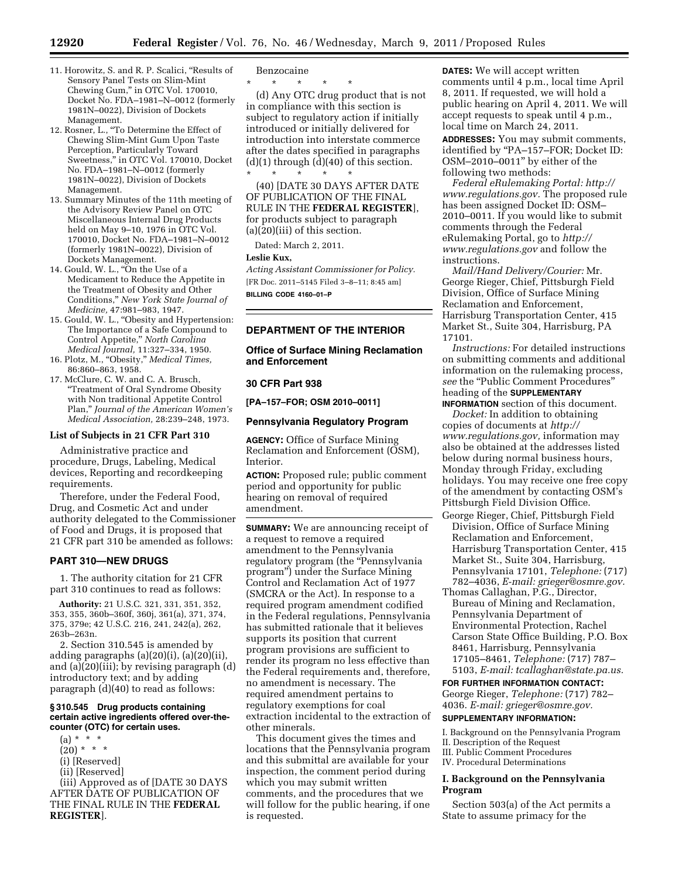11. Horowitz, S. and R. P. Scalici, "Results of Sensory Panel Tests on Slim-Mint Chewing Gum," in OTC Vol. 170010, Docket No. FDA–1981–N–0012 (formerly 1981N–0022), Division of Dockets Management.
12. Rosner, L., "To Determine the Effect of Chewing Slim-Mint Gum Upon Taste Perception, Particularly Toward Sweetness," in OTC Vol. 170010, Docket No. FDA–1981–N–0012 (formerly 1981N–0022), Division of Dockets Management.
13. Summary Minutes of the 11th meeting of the Advisory Review Panel on OTC Miscellaneous Internal Drug Products held on May 9–10, 1976 in OTC Vol. 170010, Docket No. FDA–1981–N–0012 (formerly 1981N–0022), Division of Dockets Management.
14. Gould, W. L., "On the Use of a Medicament to Reduce the Appetite in the Treatment of Obesity and Other Conditions," *New York State Journal of Medicine,* 47:981–983, 1947.
15. Gould, W. L., "Obesity and Hypertension: The Importance of a Safe Compound to Control Appetite," *North Carolina Medical Journal,* 11:327–334, 1950.
16. Plotz, M., "Obesity," *Medical Times,* 86:860–863, 1958.
17. McClure, C. W. and C. A. Brusch, "Treatment of Oral Syndrome Obesity with Non traditional Appetite Control Plan," *Journal of the American Women's Medical Association,* 28:239–248, 1973.

### List of Subjects in 21 CFR Part 310

Administrative practice and procedure, Drugs, Labeling, Medical devices, Reporting and recordkeeping requirements.

Therefore, under the Federal Food, Drug, and Cosmetic Act and under authority delegated to the Commissioner of Food and Drugs, it is proposed that 21 CFR part 310 be amended as follows:

## PART 310—NEW DRUGS

1. The authority citation for 21 CFR part 310 continues to read as follows:

**Authority:** 21 U.S.C. 321, 331, 351, 352, 353, 355, 360b–360f, 360j, 361(a), 371, 374, 375, 379e; 42 U.S.C. 216, 241, 242(a), 262, 263b–263n.

2. Section 310.545 is amended by adding paragraphs (a)(20)(i), (a)(20)(ii), and (a)(20)(iii); by revising paragraph (d) introductory text; and by adding paragraph (d)(40) to read as follows:

#### § 310.545 Drug products containing certain active ingredients offered over-the-counter (OTC) for certain uses.

(a) * * *

(20) * * *

(i) [Reserved]

(ii) [Reserved]

(iii) Approved as of [DATE 30 DAYS AFTER DATE OF PUBLICATION OF THE FINAL RULE IN THE **FEDERAL REGISTER**].

Benzocaine

\* \* \* \* \*

(d) Any OTC drug product that is not in compliance with this section is subject to regulatory action if initially introduced or initially delivered for introduction into interstate commerce after the dates specified in paragraphs (d)(1) through (d)(40) of this section.

\* \* \* \* \*

(40) [DATE 30 DAYS AFTER DATE OF PUBLICATION OF THE FINAL RULE IN THE **FEDERAL REGISTER**], for products subject to paragraph (a)(20)(iii) of this section.

Dated: March 2, 2011.

**Leslie Kux,**

*Acting Assistant Commissioner for Policy.*

[FR Doc. 2011–5145 Filed 3–8–11; 8:45 am]

**BILLING CODE 4160–01–P**

## DEPARTMENT OF THE INTERIOR

### Office of Surface Mining Reclamation and Enforcement

### 30 CFR Part 938

**[PA–157–FOR; OSM 2010–0011]**

### Pennsylvania Regulatory Program

**AGENCY:** Office of Surface Mining Reclamation and Enforcement (OSM), Interior.

**ACTION:** Proposed rule; public comment period and opportunity for public hearing on removal of required amendment.

**SUMMARY:** We are announcing receipt of a request to remove a required amendment to the Pennsylvania regulatory program (the "Pennsylvania program") under the Surface Mining Control and Reclamation Act of 1977 (SMCRA or the Act). In response to a required program amendment codified in the Federal regulations, Pennsylvania has submitted rationale that it believes supports its position that current program provisions are sufficient to render its program no less effective than the Federal requirements and, therefore, no amendment is necessary. The required amendment pertains to regulatory exemptions for coal extraction incidental to the extraction of other minerals.

This document gives the times and locations that the Pennsylvania program and this submittal are available for your inspection, the comment period during which you may submit written comments, and the procedures that we will follow for the public hearing, if one is requested.

**DATES:** We will accept written comments until 4 p.m., local time April 8, 2011. If requested, we will hold a public hearing on April 4, 2011. We will accept requests to speak until 4 p.m., local time on March 24, 2011.

**ADDRESSES:** You may submit comments, identified by "PA–157–FOR; Docket ID: OSM–2010–0011" by either of the following two methods:

*Federal eRulemaking Portal: http://www.regulations.gov.* The proposed rule has been assigned Docket ID: OSM–2010–0011. If you would like to submit comments through the Federal eRulemaking Portal, go to *http://www.regulations.gov* and follow the instructions.

*Mail/Hand Delivery/Courier:* Mr. George Rieger, Chief, Pittsburgh Field Division, Office of Surface Mining Reclamation and Enforcement, Harrisburg Transportation Center, 415 Market St., Suite 304, Harrisburg, PA 17101.

*Instructions:* For detailed instructions on submitting comments and additional information on the rulemaking process, *see* the "Public Comment Procedures" heading of the **SUPPLEMENTARY INFORMATION** section of this document.

*Docket:* In addition to obtaining copies of documents at *http://www.regulations.gov,* information may also be obtained at the addresses listed below during normal business hours, Monday through Friday, excluding holidays. You may receive one free copy of the amendment by contacting OSM's Pittsburgh Field Division Office.

George Rieger, Chief, Pittsburgh Field Division, Office of Surface Mining Reclamation and Enforcement, Harrisburg Transportation Center, 415 Market St., Suite 304, Harrisburg, Pennsylvania 17101, *Telephone:* (717) 782–4036, *E-mail: grieger@osmre.gov.*

Thomas Callaghan, P.G., Director, Bureau of Mining and Reclamation, Pennsylvania Department of Environmental Protection, Rachel Carson State Office Building, P.O. Box 8461, Harrisburg, Pennsylvania 17105–8461, *Telephone:* (717) 787–5103, *E-mail: tcallaghan@state.pa.us.*

**FOR FURTHER INFORMATION CONTACT:** George Rieger, *Telephone:* (717) 782–4036. *E-mail: grieger@osmre.gov.*

**SUPPLEMENTARY INFORMATION:**

I. Background on the Pennsylvania Program
II. Description of the Request
III. Public Comment Procedures
IV. Procedural Determinations

### I. Background on the Pennsylvania Program

Section 503(a) of the Act permits a State to assume primacy for the